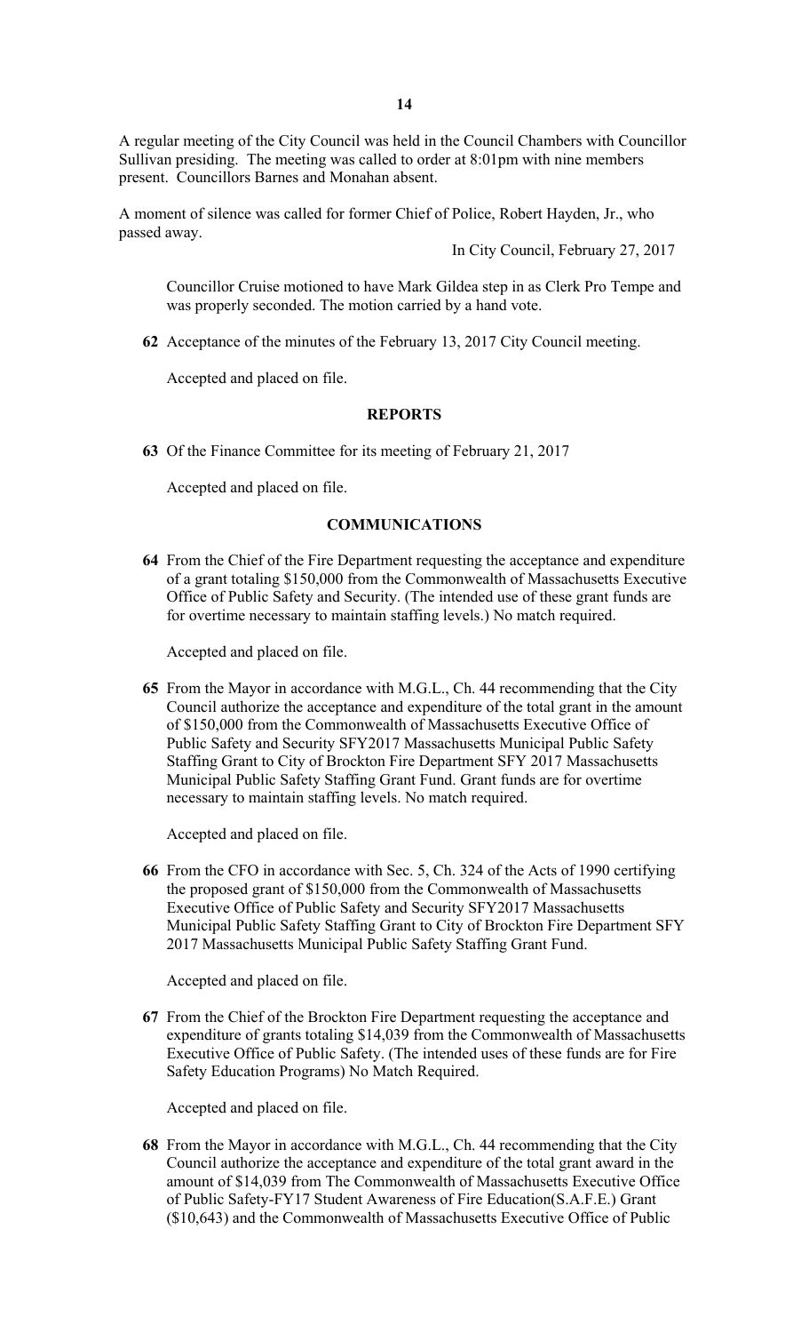A regular meeting of the City Council was held in the Council Chambers with Councillor Sullivan presiding. The meeting was called to order at 8:01pm with nine members present. Councillors Barnes and Monahan absent.

A moment of silence was called for former Chief of Police, Robert Hayden, Jr., who passed away.

In City Council, February 27, 2017

Councillor Cruise motioned to have Mark Gildea step in as Clerk Pro Tempe and was properly seconded. The motion carried by a hand vote.

**62** Acceptance of the minutes of the February 13, 2017 City Council meeting.

Accepted and placed on file.

## REPORTS

**63** Of the Finance Committee for its meeting of February 21, 2017

Accepted and placed on file.

## COMMUNICATIONS

**64** From the Chief of the Fire Department requesting the acceptance and expenditure of a grant totaling $150,000 from the Commonwealth of Massachusetts Executive Office of Public Safety and Security. (The intended use of these grant funds are for overtime necessary to maintain staffing levels.) No match required.

Accepted and placed on file.

**65** From the Mayor in accordance with M.G.L., Ch. 44 recommending that the City Council authorize the acceptance and expenditure of the total grant in the amount of $150,000 from the Commonwealth of Massachusetts Executive Office of Public Safety and Security SFY2017 Massachusetts Municipal Public Safety Staffing Grant to City of Brockton Fire Department SFY 2017 Massachusetts Municipal Public Safety Staffing Grant Fund. Grant funds are for overtime necessary to maintain staffing levels. No match required.

Accepted and placed on file.

**66** From the CFO in accordance with Sec. 5, Ch. 324 of the Acts of 1990 certifying the proposed grant of $150,000 from the Commonwealth of Massachusetts Executive Office of Public Safety and Security SFY2017 Massachusetts Municipal Public Safety Staffing Grant to City of Brockton Fire Department SFY 2017 Massachusetts Municipal Public Safety Staffing Grant Fund.

Accepted and placed on file.

**67** From the Chief of the Brockton Fire Department requesting the acceptance and expenditure of grants totaling $14,039 from the Commonwealth of Massachusetts Executive Office of Public Safety. (The intended uses of these funds are for Fire Safety Education Programs) No Match Required.

Accepted and placed on file.

**68** From the Mayor in accordance with M.G.L., Ch. 44 recommending that the City Council authorize the acceptance and expenditure of the total grant award in the amount of $14,039 from The Commonwealth of Massachusetts Executive Office of Public Safety-FY17 Student Awareness of Fire Education(S.A.F.E.) Grant ($10,643) and the Commonwealth of Massachusetts Executive Office of Public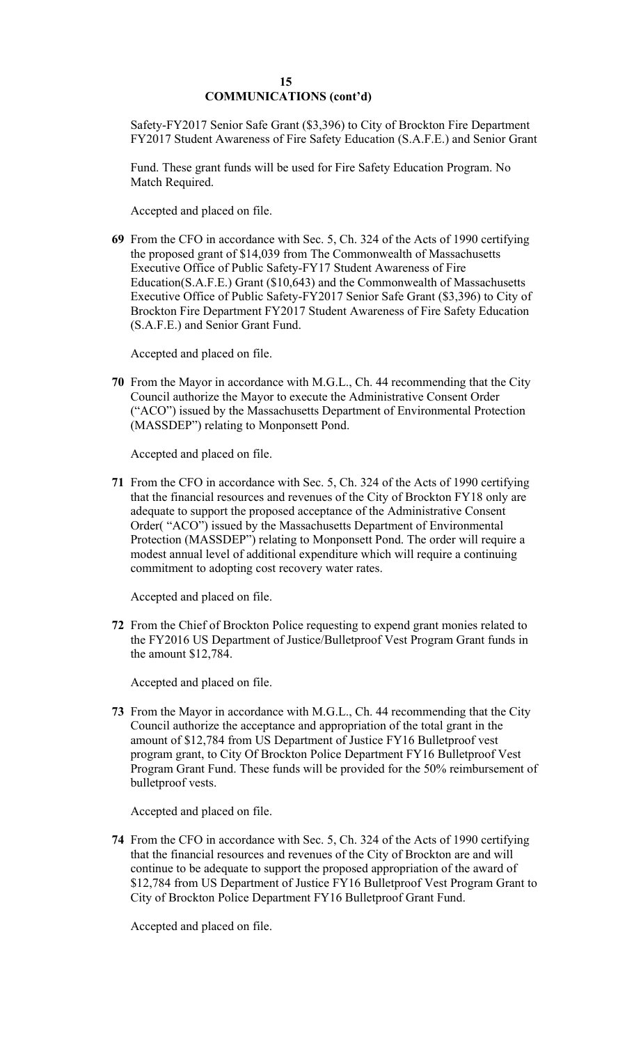## COMMUNICATIONS (cont'd)

Safety-FY2017 Senior Safe Grant ($3,396) to City of Brockton Fire Department FY2017 Student Awareness of Fire Safety Education (S.A.F.E.) and Senior Grant

Fund. These grant funds will be used for Fire Safety Education Program. No Match Required.

Accepted and placed on file.

**69** From the CFO in accordance with Sec. 5, Ch. 324 of the Acts of 1990 certifying the proposed grant of $14,039 from The Commonwealth of Massachusetts Executive Office of Public Safety-FY17 Student Awareness of Fire Education(S.A.F.E.) Grant ($10,643) and the Commonwealth of Massachusetts Executive Office of Public Safety-FY2017 Senior Safe Grant ($3,396) to City of Brockton Fire Department FY2017 Student Awareness of Fire Safety Education (S.A.F.E.) and Senior Grant Fund.

Accepted and placed on file.

**70** From the Mayor in accordance with M.G.L., Ch. 44 recommending that the City Council authorize the Mayor to execute the Administrative Consent Order ("ACO") issued by the Massachusetts Department of Environmental Protection (MASSDEP") relating to Monponsett Pond.

Accepted and placed on file.

**71** From the CFO in accordance with Sec. 5, Ch. 324 of the Acts of 1990 certifying that the financial resources and revenues of the City of Brockton FY18 only are adequate to support the proposed acceptance of the Administrative Consent Order( "ACO") issued by the Massachusetts Department of Environmental Protection (MASSDEP") relating to Monponsett Pond. The order will require a modest annual level of additional expenditure which will require a continuing commitment to adopting cost recovery water rates.

Accepted and placed on file.

**72** From the Chief of Brockton Police requesting to expend grant monies related to the FY2016 US Department of Justice/Bulletproof Vest Program Grant funds in the amount $12,784.

Accepted and placed on file.

**73** From the Mayor in accordance with M.G.L., Ch. 44 recommending that the City Council authorize the acceptance and appropriation of the total grant in the amount of $12,784 from US Department of Justice FY16 Bulletproof vest program grant, to City Of Brockton Police Department FY16 Bulletproof Vest Program Grant Fund. These funds will be provided for the 50% reimbursement of bulletproof vests.

Accepted and placed on file.

**74** From the CFO in accordance with Sec. 5, Ch. 324 of the Acts of 1990 certifying that the financial resources and revenues of the City of Brockton are and will continue to be adequate to support the proposed appropriation of the award of $12,784 from US Department of Justice FY16 Bulletproof Vest Program Grant to City of Brockton Police Department FY16 Bulletproof Grant Fund.

Accepted and placed on file.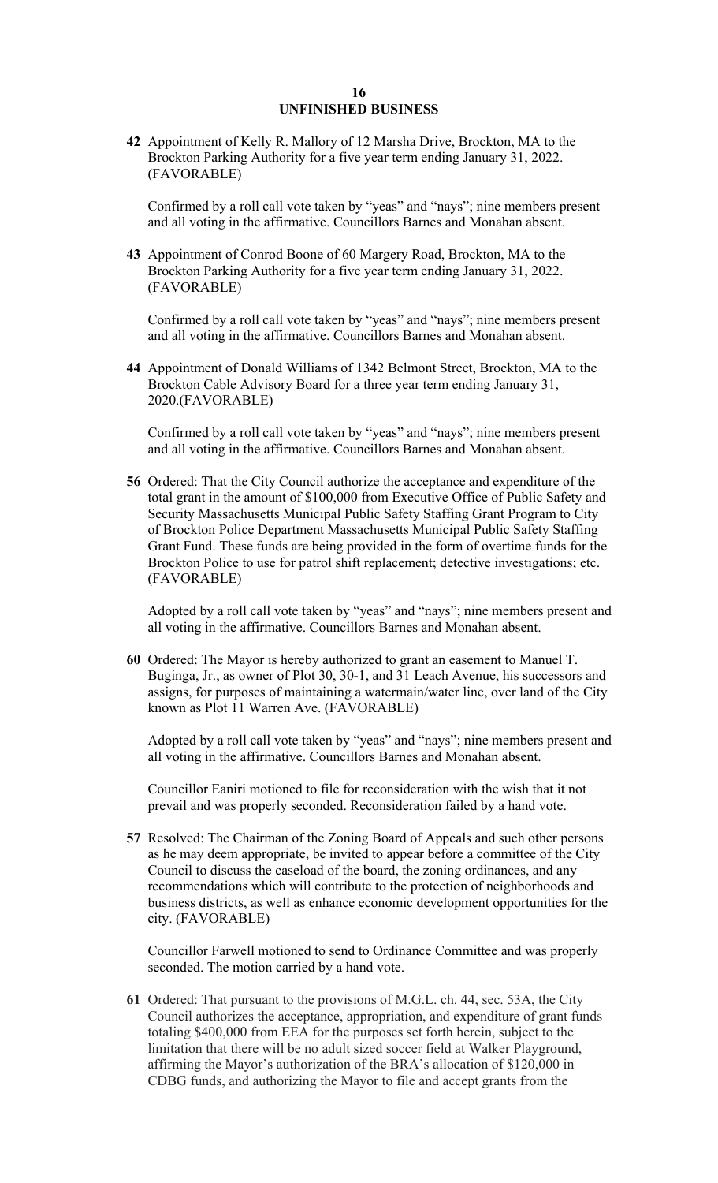## UNFINISHED BUSINESS

**42** Appointment of Kelly R. Mallory of 12 Marsha Drive, Brockton, MA to the Brockton Parking Authority for a five year term ending January 31, 2022. (FAVORABLE)

Confirmed by a roll call vote taken by "yeas" and "nays"; nine members present and all voting in the affirmative. Councillors Barnes and Monahan absent.

**43** Appointment of Conrod Boone of 60 Margery Road, Brockton, MA to the Brockton Parking Authority for a five year term ending January 31, 2022. (FAVORABLE)

Confirmed by a roll call vote taken by "yeas" and "nays"; nine members present and all voting in the affirmative. Councillors Barnes and Monahan absent.

**44** Appointment of Donald Williams of 1342 Belmont Street, Brockton, MA to the Brockton Cable Advisory Board for a three year term ending January 31, 2020.(FAVORABLE)

Confirmed by a roll call vote taken by "yeas" and "nays"; nine members present and all voting in the affirmative. Councillors Barnes and Monahan absent.

**56** Ordered: That the City Council authorize the acceptance and expenditure of the total grant in the amount of $100,000 from Executive Office of Public Safety and Security Massachusetts Municipal Public Safety Staffing Grant Program to City of Brockton Police Department Massachusetts Municipal Public Safety Staffing Grant Fund. These funds are being provided in the form of overtime funds for the Brockton Police to use for patrol shift replacement; detective investigations; etc. (FAVORABLE)

Adopted by a roll call vote taken by "yeas" and "nays"; nine members present and all voting in the affirmative. Councillors Barnes and Monahan absent.

**60** Ordered: The Mayor is hereby authorized to grant an easement to Manuel T. Buginga, Jr., as owner of Plot 30, 30-1, and 31 Leach Avenue, his successors and assigns, for purposes of maintaining a watermain/water line, over land of the City known as Plot 11 Warren Ave. (FAVORABLE)

Adopted by a roll call vote taken by "yeas" and "nays"; nine members present and all voting in the affirmative. Councillors Barnes and Monahan absent.

Councillor Eaniri motioned to file for reconsideration with the wish that it not prevail and was properly seconded. Reconsideration failed by a hand vote.

**57** Resolved: The Chairman of the Zoning Board of Appeals and such other persons as he may deem appropriate, be invited to appear before a committee of the City Council to discuss the caseload of the board, the zoning ordinances, and any recommendations which will contribute to the protection of neighborhoods and business districts, as well as enhance economic development opportunities for the city. (FAVORABLE)

Councillor Farwell motioned to send to Ordinance Committee and was properly seconded. The motion carried by a hand vote.

**61** Ordered: That pursuant to the provisions of M.G.L. ch. 44, sec. 53A, the City Council authorizes the acceptance, appropriation, and expenditure of grant funds totaling $400,000 from EEA for the purposes set forth herein, subject to the limitation that there will be no adult sized soccer field at Walker Playground, affirming the Mayor's authorization of the BRA's allocation of $120,000 in CDBG funds, and authorizing the Mayor to file and accept grants from the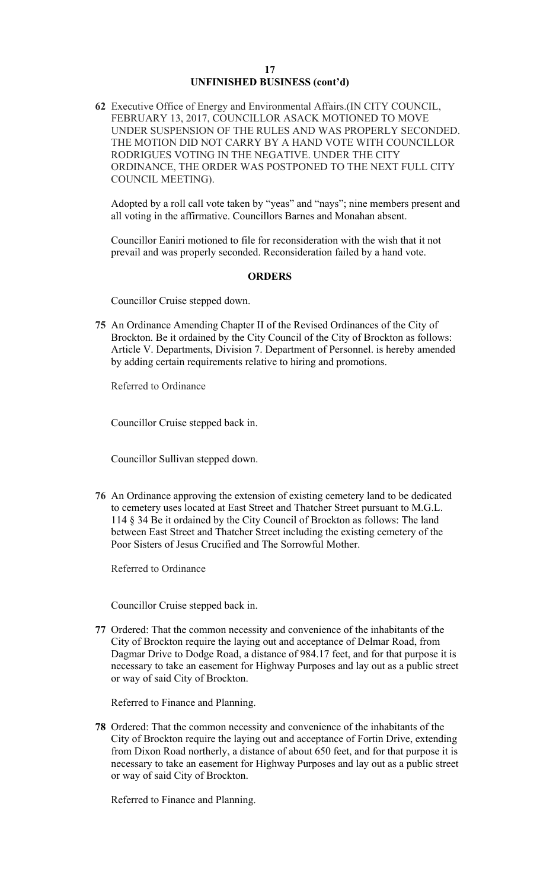## UNFINISHED BUSINESS (cont'd)

**62** Executive Office of Energy and Environmental Affairs.(IN CITY COUNCIL, FEBRUARY 13, 2017, COUNCILLOR ASACK MOTIONED TO MOVE UNDER SUSPENSION OF THE RULES AND WAS PROPERLY SECONDED. THE MOTION DID NOT CARRY BY A HAND VOTE WITH COUNCILLOR RODRIGUES VOTING IN THE NEGATIVE. UNDER THE CITY ORDINANCE, THE ORDER WAS POSTPONED TO THE NEXT FULL CITY COUNCIL MEETING).

Adopted by a roll call vote taken by "yeas" and "nays"; nine members present and all voting in the affirmative. Councillors Barnes and Monahan absent.

Councillor Eaniri motioned to file for reconsideration with the wish that it not prevail and was properly seconded. Reconsideration failed by a hand vote.

## ORDERS

Councillor Cruise stepped down.

**75** An Ordinance Amending Chapter II of the Revised Ordinances of the City of Brockton. Be it ordained by the City Council of the City of Brockton as follows: Article V. Departments, Division 7. Department of Personnel. is hereby amended by adding certain requirements relative to hiring and promotions.

Referred to Ordinance

Councillor Cruise stepped back in.

Councillor Sullivan stepped down.

**76** An Ordinance approving the extension of existing cemetery land to be dedicated to cemetery uses located at East Street and Thatcher Street pursuant to M.G.L. 114 § 34 Be it ordained by the City Council of Brockton as follows: The land between East Street and Thatcher Street including the existing cemetery of the Poor Sisters of Jesus Crucified and The Sorrowful Mother.

Referred to Ordinance

Councillor Cruise stepped back in.

**77** Ordered: That the common necessity and convenience of the inhabitants of the City of Brockton require the laying out and acceptance of Delmar Road, from Dagmar Drive to Dodge Road, a distance of 984.17 feet, and for that purpose it is necessary to take an easement for Highway Purposes and lay out as a public street or way of said City of Brockton.

Referred to Finance and Planning.

**78** Ordered: That the common necessity and convenience of the inhabitants of the City of Brockton require the laying out and acceptance of Fortin Drive, extending from Dixon Road northerly, a distance of about 650 feet, and for that purpose it is necessary to take an easement for Highway Purposes and lay out as a public street or way of said City of Brockton.

Referred to Finance and Planning.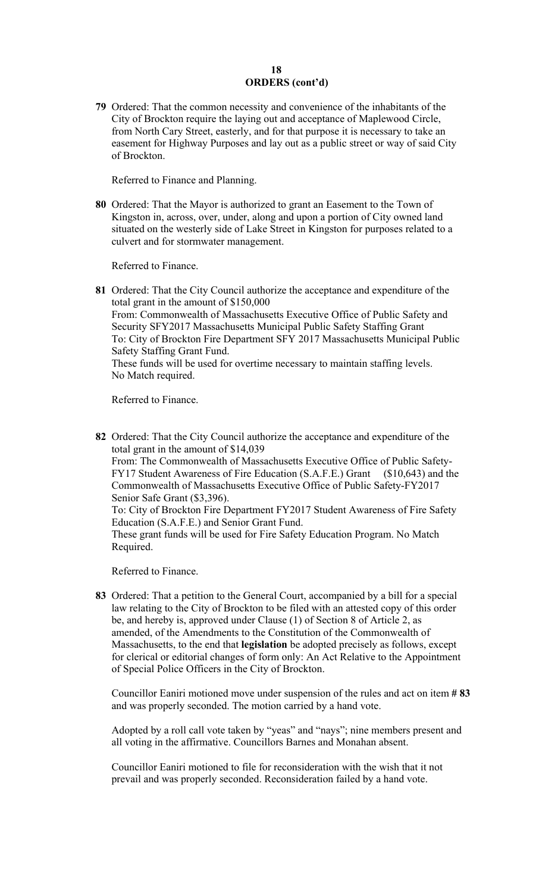## ORDERS (cont'd)

**79** Ordered: That the common necessity and convenience of the inhabitants of the City of Brockton require the laying out and acceptance of Maplewood Circle, from North Cary Street, easterly, and for that purpose it is necessary to take an easement for Highway Purposes and lay out as a public street or way of said City of Brockton.

Referred to Finance and Planning.

**80** Ordered: That the Mayor is authorized to grant an Easement to the Town of Kingston in, across, over, under, along and upon a portion of City owned land situated on the westerly side of Lake Street in Kingston for purposes related to a culvert and for stormwater management.

Referred to Finance.

**81** Ordered: That the City Council authorize the acceptance and expenditure of the total grant in the amount of $150,000
From: Commonwealth of Massachusetts Executive Office of Public Safety and Security SFY2017 Massachusetts Municipal Public Safety Staffing Grant
To: City of Brockton Fire Department SFY 2017 Massachusetts Municipal Public Safety Staffing Grant Fund.
These funds will be used for overtime necessary to maintain staffing levels.
No Match required.

Referred to Finance.

**82** Ordered: That the City Council authorize the acceptance and expenditure of the total grant in the amount of $14,039
From: The Commonwealth of Massachusetts Executive Office of Public Safety-FY17 Student Awareness of Fire Education (S.A.F.E.) Grant ($10,643) and the Commonwealth of Massachusetts Executive Office of Public Safety-FY2017 Senior Safe Grant ($3,396).
To: City of Brockton Fire Department FY2017 Student Awareness of Fire Safety Education (S.A.F.E.) and Senior Grant Fund.
These grant funds will be used for Fire Safety Education Program. No Match Required.

Referred to Finance.

**83** Ordered: That a petition to the General Court, accompanied by a bill for a special law relating to the City of Brockton to be filed with an attested copy of this order be, and hereby is, approved under Clause (1) of Section 8 of Article 2, as amended, of the Amendments to the Constitution of the Commonwealth of Massachusetts, to the end that **legislation** be adopted precisely as follows, except for clerical or editorial changes of form only: An Act Relative to the Appointment of Special Police Officers in the City of Brockton.

Councillor Eaniri motioned move under suspension of the rules and act on item **# 83** and was properly seconded. The motion carried by a hand vote.

Adopted by a roll call vote taken by "yeas" and "nays"; nine members present and all voting in the affirmative. Councillors Barnes and Monahan absent.

Councillor Eaniri motioned to file for reconsideration with the wish that it not prevail and was properly seconded. Reconsideration failed by a hand vote.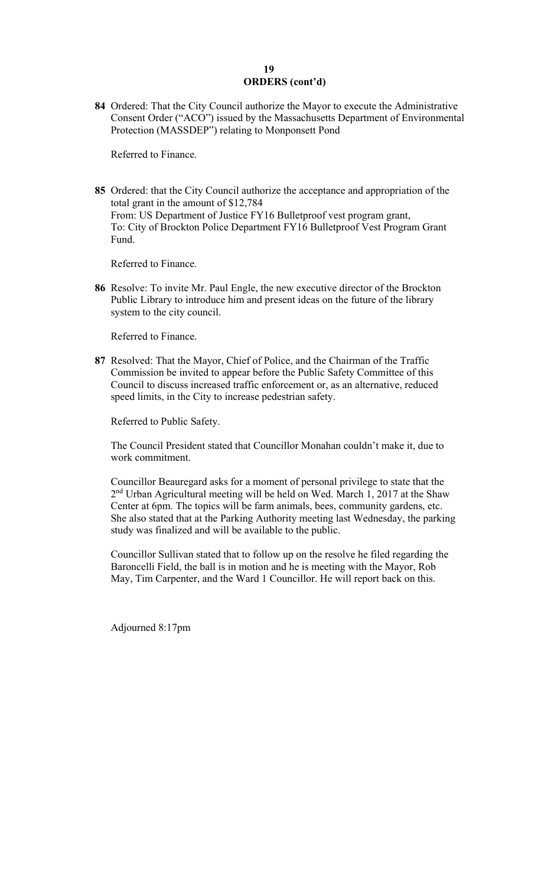## ORDERS (cont'd)

**84** Ordered: That the City Council authorize the Mayor to execute the Administrative Consent Order ("ACO") issued by the Massachusetts Department of Environmental Protection (MASSDEP") relating to Monponsett Pond

Referred to Finance.

**85** Ordered: that the City Council authorize the acceptance and appropriation of the total grant in the amount of $12,784
From: US Department of Justice FY16 Bulletproof vest program grant,
To: City of Brockton Police Department FY16 Bulletproof Vest Program Grant Fund.

Referred to Finance.

**86** Resolve: To invite Mr. Paul Engle, the new executive director of the Brockton Public Library to introduce him and present ideas on the future of the library system to the city council.

Referred to Finance.

**87** Resolved: That the Mayor, Chief of Police, and the Chairman of the Traffic Commission be invited to appear before the Public Safety Committee of this Council to discuss increased traffic enforcement or, as an alternative, reduced speed limits, in the City to increase pedestrian safety.

Referred to Public Safety.

The Council President stated that Councillor Monahan couldn't make it, due to work commitment.

Councillor Beauregard asks for a moment of personal privilege to state that the 2nd Urban Agricultural meeting will be held on Wed. March 1, 2017 at the Shaw Center at 6pm. The topics will be farm animals, bees, community gardens, etc. She also stated that at the Parking Authority meeting last Wednesday, the parking study was finalized and will be available to the public.

Councillor Sullivan stated that to follow up on the resolve he filed regarding the Baroncelli Field, the ball is in motion and he is meeting with the Mayor, Rob May, Tim Carpenter, and the Ward 1 Councillor. He will report back on this.

Adjourned 8:17pm